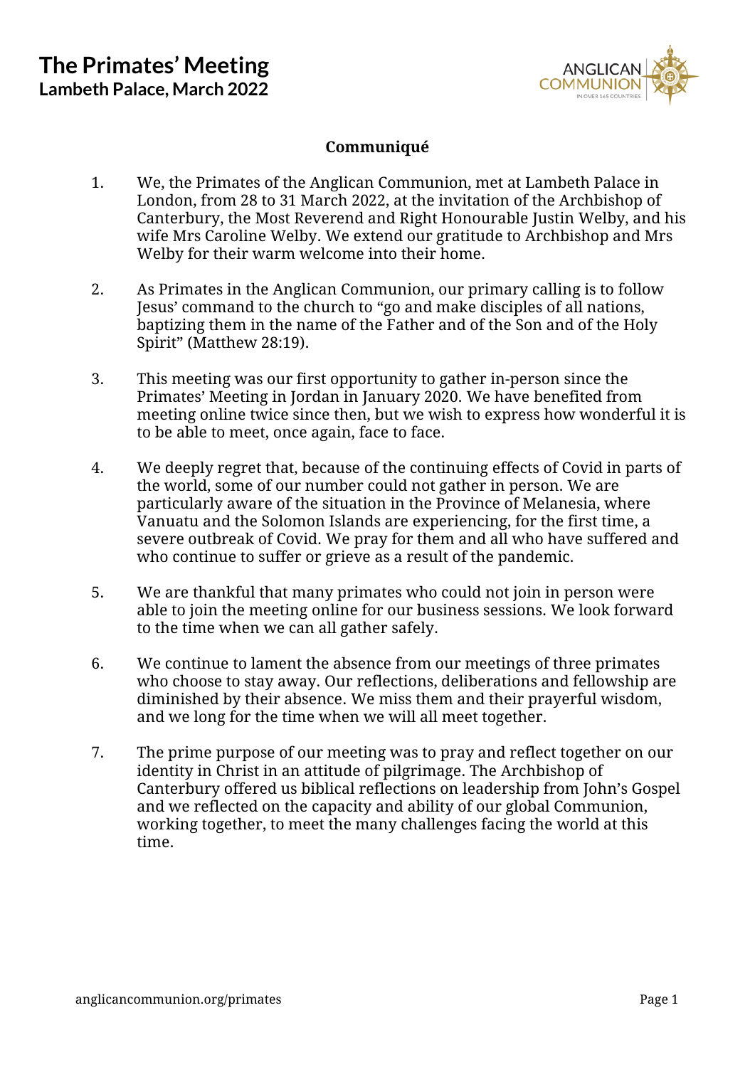# The Primates' Meeting
## Lambeth Palace, March 2022

**Communiqué**

1. We, the Primates of the Anglican Communion, met at Lambeth Palace in London, from 28 to 31 March 2022, at the invitation of the Archbishop of Canterbury, the Most Reverend and Right Honourable Justin Welby, and his wife Mrs Caroline Welby. We extend our gratitude to Archbishop and Mrs Welby for their warm welcome into their home.

2. As Primates in the Anglican Communion, our primary calling is to follow Jesus' command to the church to "go and make disciples of all nations, baptizing them in the name of the Father and of the Son and of the Holy Spirit" (Matthew 28:19).

3. This meeting was our first opportunity to gather in-person since the Primates' Meeting in Jordan in January 2020. We have benefited from meeting online twice since then, but we wish to express how wonderful it is to be able to meet, once again, face to face.

4. We deeply regret that, because of the continuing effects of Covid in parts of the world, some of our number could not gather in person. We are particularly aware of the situation in the Province of Melanesia, where Vanuatu and the Solomon Islands are experiencing, for the first time, a severe outbreak of Covid. We pray for them and all who have suffered and who continue to suffer or grieve as a result of the pandemic.

5. We are thankful that many primates who could not join in person were able to join the meeting online for our business sessions. We look forward to the time when we can all gather safely.

6. We continue to lament the absence from our meetings of three primates who choose to stay away. Our reflections, deliberations and fellowship are diminished by their absence. We miss them and their prayerful wisdom, and we long for the time when we will all meet together.

7. The prime purpose of our meeting was to pray and reflect together on our identity in Christ in an attitude of pilgrimage. The Archbishop of Canterbury offered us biblical reflections on leadership from John's Gospel and we reflected on the capacity and ability of our global Communion, working together, to meet the many challenges facing the world at this time.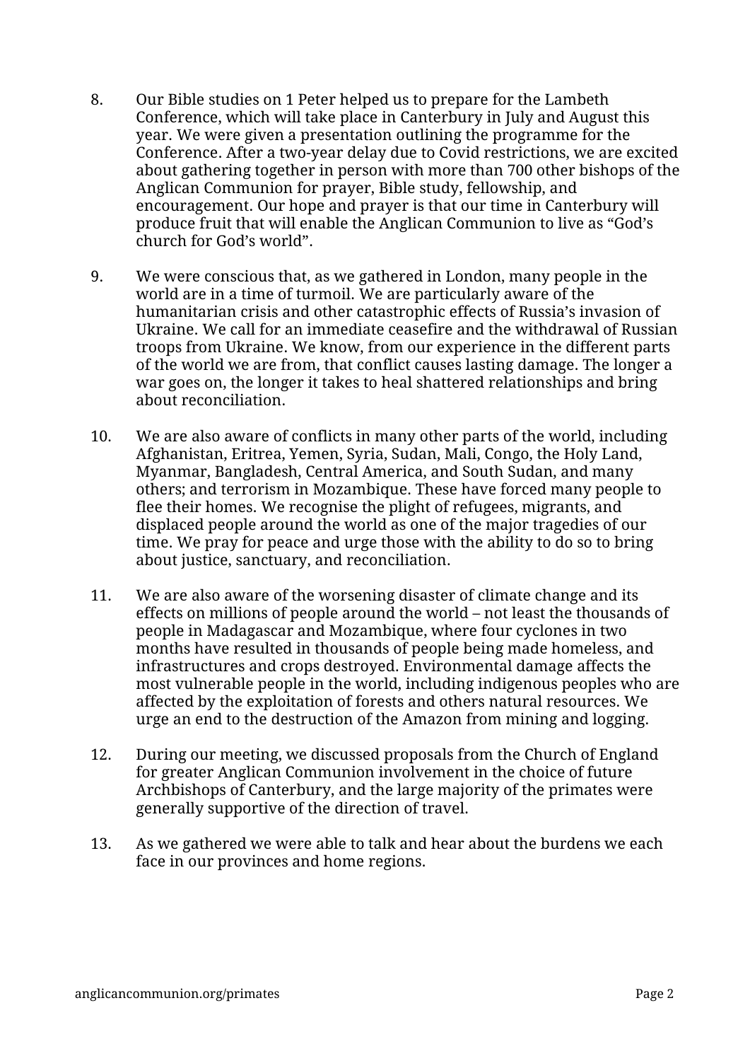8. Our Bible studies on 1 Peter helped us to prepare for the Lambeth Conference, which will take place in Canterbury in July and August this year. We were given a presentation outlining the programme for the Conference. After a two-year delay due to Covid restrictions, we are excited about gathering together in person with more than 700 other bishops of the Anglican Communion for prayer, Bible study, fellowship, and encouragement. Our hope and prayer is that our time in Canterbury will produce fruit that will enable the Anglican Communion to live as "God's church for God's world".

9. We were conscious that, as we gathered in London, many people in the world are in a time of turmoil. We are particularly aware of the humanitarian crisis and other catastrophic effects of Russia's invasion of Ukraine. We call for an immediate ceasefire and the withdrawal of Russian troops from Ukraine. We know, from our experience in the different parts of the world we are from, that conflict causes lasting damage. The longer a war goes on, the longer it takes to heal shattered relationships and bring about reconciliation.

10. We are also aware of conflicts in many other parts of the world, including Afghanistan, Eritrea, Yemen, Syria, Sudan, Mali, Congo, the Holy Land, Myanmar, Bangladesh, Central America, and South Sudan, and many others; and terrorism in Mozambique. These have forced many people to flee their homes. We recognise the plight of refugees, migrants, and displaced people around the world as one of the major tragedies of our time. We pray for peace and urge those with the ability to do so to bring about justice, sanctuary, and reconciliation.

11. We are also aware of the worsening disaster of climate change and its effects on millions of people around the world – not least the thousands of people in Madagascar and Mozambique, where four cyclones in two months have resulted in thousands of people being made homeless, and infrastructures and crops destroyed. Environmental damage affects the most vulnerable people in the world, including indigenous peoples who are affected by the exploitation of forests and others natural resources. We urge an end to the destruction of the Amazon from mining and logging.

12. During our meeting, we discussed proposals from the Church of England for greater Anglican Communion involvement in the choice of future Archbishops of Canterbury, and the large majority of the primates were generally supportive of the direction of travel.

13. As we gathered we were able to talk and hear about the burdens we each face in our provinces and home regions.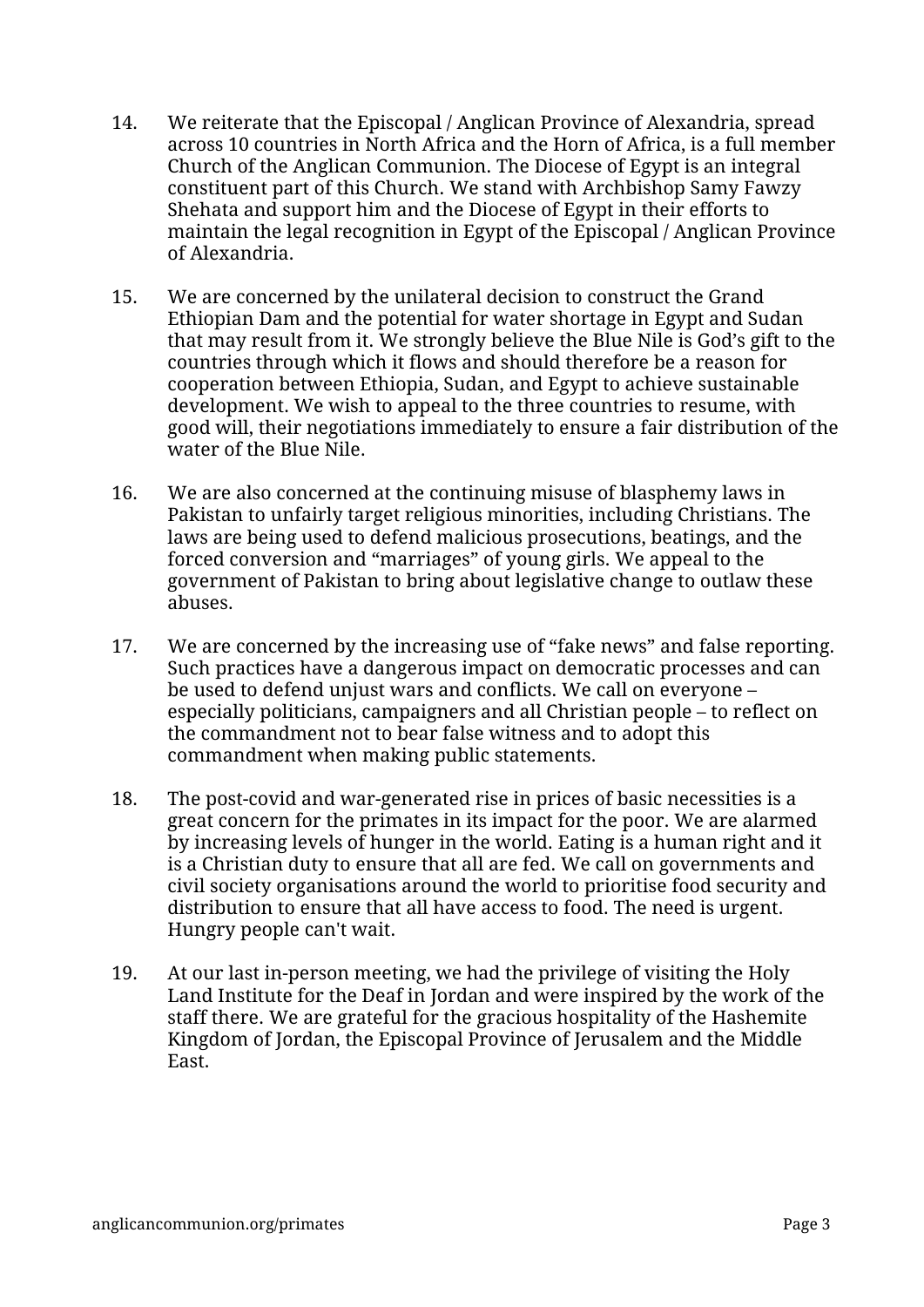14. We reiterate that the Episcopal / Anglican Province of Alexandria, spread across 10 countries in North Africa and the Horn of Africa, is a full member Church of the Anglican Communion. The Diocese of Egypt is an integral constituent part of this Church. We stand with Archbishop Samy Fawzy Shehata and support him and the Diocese of Egypt in their efforts to maintain the legal recognition in Egypt of the Episcopal / Anglican Province of Alexandria.

15. We are concerned by the unilateral decision to construct the Grand Ethiopian Dam and the potential for water shortage in Egypt and Sudan that may result from it. We strongly believe the Blue Nile is God's gift to the countries through which it flows and should therefore be a reason for cooperation between Ethiopia, Sudan, and Egypt to achieve sustainable development. We wish to appeal to the three countries to resume, with good will, their negotiations immediately to ensure a fair distribution of the water of the Blue Nile.

16. We are also concerned at the continuing misuse of blasphemy laws in Pakistan to unfairly target religious minorities, including Christians. The laws are being used to defend malicious prosecutions, beatings, and the forced conversion and "marriages" of young girls. We appeal to the government of Pakistan to bring about legislative change to outlaw these abuses.

17. We are concerned by the increasing use of "fake news" and false reporting. Such practices have a dangerous impact on democratic processes and can be used to defend unjust wars and conflicts. We call on everyone – especially politicians, campaigners and all Christian people – to reflect on the commandment not to bear false witness and to adopt this commandment when making public statements.

18. The post-covid and war-generated rise in prices of basic necessities is a great concern for the primates in its impact for the poor. We are alarmed by increasing levels of hunger in the world. Eating is a human right and it is a Christian duty to ensure that all are fed. We call on governments and civil society organisations around the world to prioritise food security and distribution to ensure that all have access to food. The need is urgent. Hungry people can't wait.

19. At our last in-person meeting, we had the privilege of visiting the Holy Land Institute for the Deaf in Jordan and were inspired by the work of the staff there. We are grateful for the gracious hospitality of the Hashemite Kingdom of Jordan, the Episcopal Province of Jerusalem and the Middle East.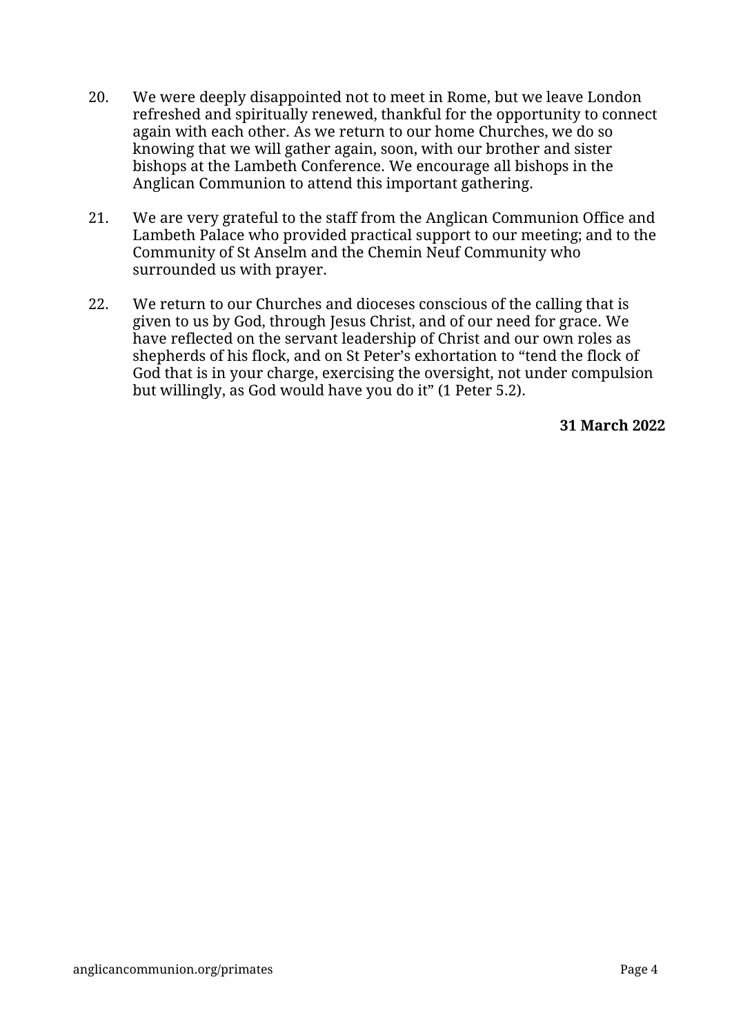20. We were deeply disappointed not to meet in Rome, but we leave London refreshed and spiritually renewed, thankful for the opportunity to connect again with each other. As we return to our home Churches, we do so knowing that we will gather again, soon, with our brother and sister bishops at the Lambeth Conference. We encourage all bishops in the Anglican Communion to attend this important gathering.

21. We are very grateful to the staff from the Anglican Communion Office and Lambeth Palace who provided practical support to our meeting; and to the Community of St Anselm and the Chemin Neuf Community who surrounded us with prayer.

22. We return to our Churches and dioceses conscious of the calling that is given to us by God, through Jesus Christ, and of our need for grace. We have reflected on the servant leadership of Christ and our own roles as shepherds of his flock, and on St Peter's exhortation to "tend the flock of God that is in your charge, exercising the oversight, not under compulsion but willingly, as God would have you do it" (1 Peter 5.2).

**31 March 2022**